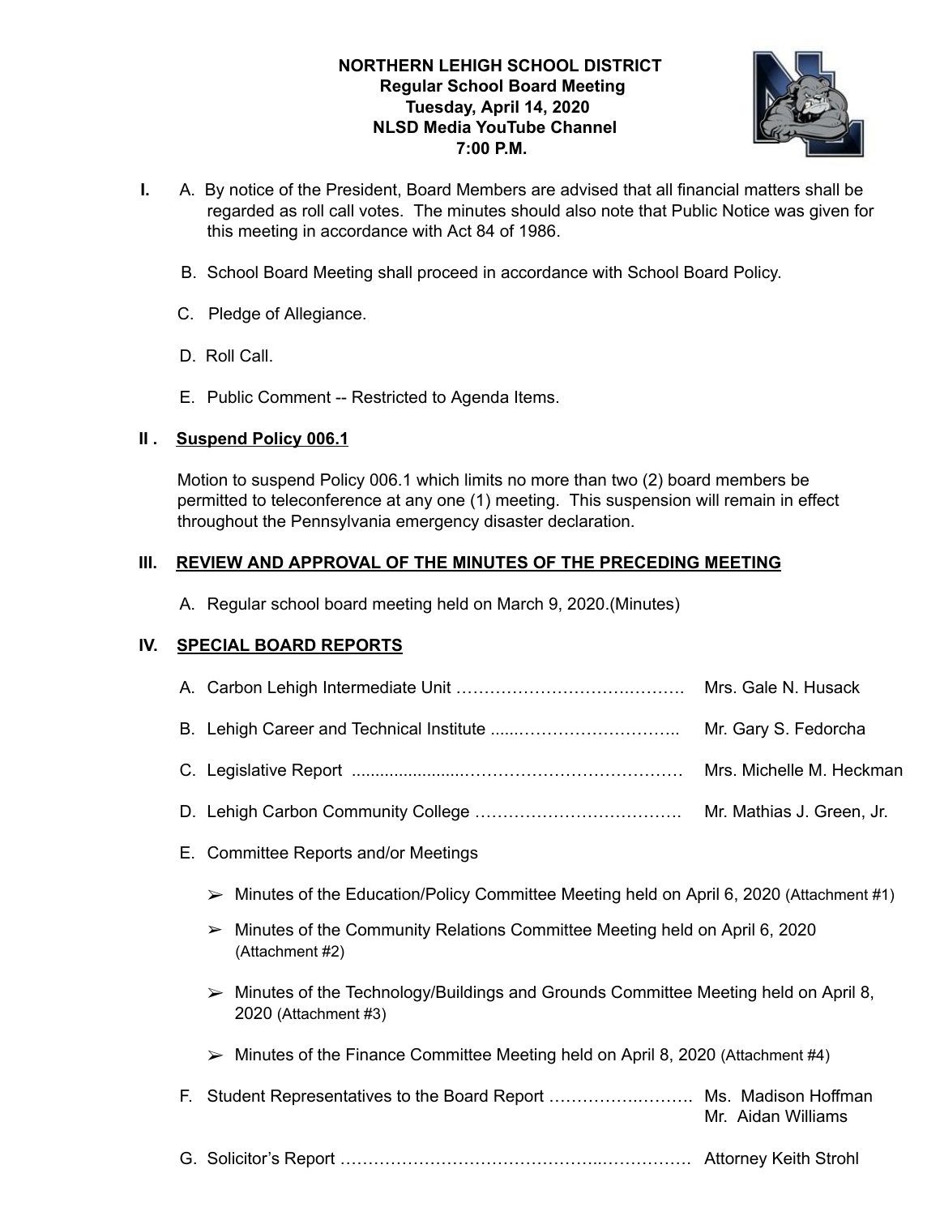**NORTHERN LEHIGH SCHOOL DISTRICT**
**Regular School Board Meeting**
**Tuesday, April 14, 2020**
**NLSD Media YouTube Channel**
**7:00 P.M.**

**I.** A. By notice of the President, Board Members are advised that all financial matters shall be regarded as roll call votes. The minutes should also note that Public Notice was given for this meeting in accordance with Act 84 of 1986.

B. School Board Meeting shall proceed in accordance with School Board Policy.

C. Pledge of Allegiance.

D. Roll Call.

E. Public Comment -- Restricted to Agenda Items.

## II . Suspend Policy 006.1

Motion to suspend Policy 006.1 which limits no more than two (2) board members be permitted to teleconference at any one (1) meeting. This suspension will remain in effect throughout the Pennsylvania emergency disaster declaration.

## III. REVIEW AND APPROVAL OF THE MINUTES OF THE PRECEDING MEETING

A. Regular school board meeting held on March 9, 2020.(Minutes)

## IV. SPECIAL BOARD REPORTS

A. Carbon Lehigh Intermediate Unit …………………………………… Mrs. Gale N. Husack

B. Lehigh Career and Technical Institute ......……………………….. Mr. Gary S. Fedorcha

C. Legislative Report .......................………………………………… Mrs. Michelle M. Heckman

D. Lehigh Carbon Community College ………………………………. Mr. Mathias J. Green, Jr.

E. Committee Reports and/or Meetings

- ➢ Minutes of the Education/Policy Committee Meeting held on April 6, 2020 (Attachment #1)
- ➢ Minutes of the Community Relations Committee Meeting held on April 6, 2020 (Attachment #2)
- ➢ Minutes of the Technology/Buildings and Grounds Committee Meeting held on April 8, 2020 (Attachment #3)
- ➢ Minutes of the Finance Committee Meeting held on April 8, 2020 (Attachment #4)

F. Student Representatives to the Board Report ……………….………. Ms. Madison Hoffman
Mr. Aidan Williams

G. Solicitor's Report ………………………………………..……………. Attorney Keith Strohl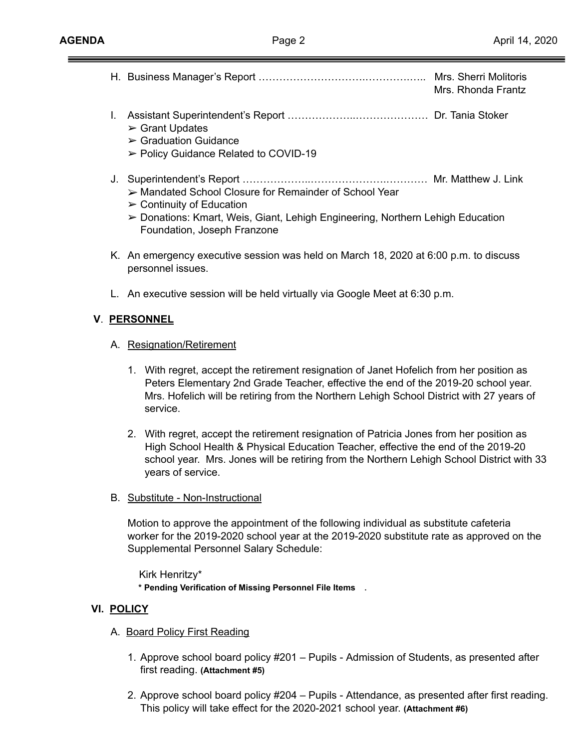H. Business Manager's Report ………………………….…………….. Mrs. Sherri Molitoris
Mrs. Rhonda Frantz

I. Assistant Superintendent's Report ………………..………………… Dr. Tania Stoker
- ➢ Grant Updates
- ➢ Graduation Guidance
- ➢ Policy Guidance Related to COVID-19

J. Superintendent's Report ………………..…………………….………… Mr. Matthew J. Link
- ➢ Mandated School Closure for Remainder of School Year
- ➢ Continuity of Education
- ➢ Donations: Kmart, Weis, Giant, Lehigh Engineering, Northern Lehigh Education Foundation, Joseph Franzone

K. An emergency executive session was held on March 18, 2020 at 6:00 p.m. to discuss personnel issues.

L. An executive session will be held virtually via Google Meet at 6:30 p.m.

## V. PERSONNEL

A. Resignation/Retirement

1. With regret, accept the retirement resignation of Janet Hofelich from her position as Peters Elementary 2nd Grade Teacher, effective the end of the 2019-20 school year. Mrs. Hofelich will be retiring from the Northern Lehigh School District with 27 years of service.

2. With regret, accept the retirement resignation of Patricia Jones from her position as High School Health & Physical Education Teacher, effective the end of the 2019-20 school year. Mrs. Jones will be retiring from the Northern Lehigh School District with 33 years of service.

B. Substitute - Non-Instructional

Motion to approve the appointment of the following individual as substitute cafeteria worker for the 2019-2020 school year at the 2019-2020 substitute rate as approved on the Supplemental Personnel Salary Schedule:

Kirk Henritzy*
**\* Pending Verification of Missing Personnel File Items** .

## VI. POLICY

A. Board Policy First Reading

1. Approve school board policy #201 – Pupils - Admission of Students, as presented after first reading. **(Attachment #5)**

2. Approve school board policy #204 – Pupils - Attendance, as presented after first reading. This policy will take effect for the 2020-2021 school year. **(Attachment #6)**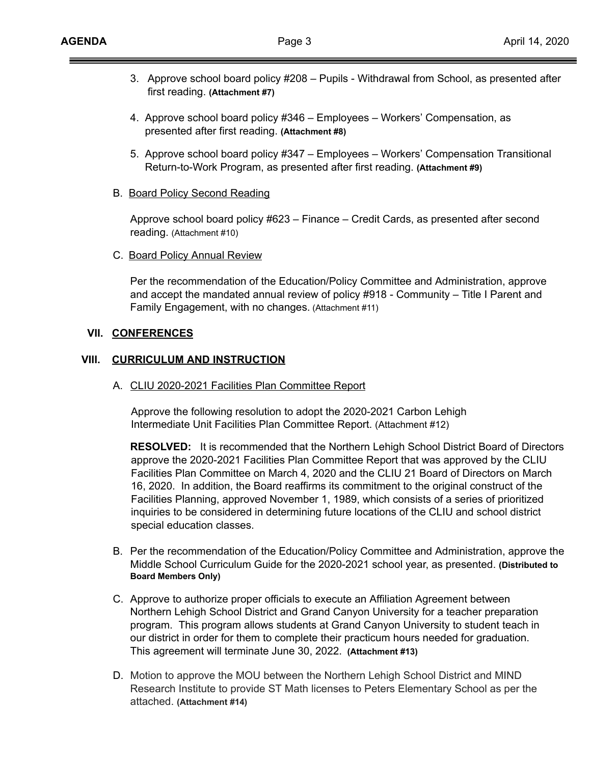3. Approve school board policy #208 – Pupils - Withdrawal from School, as presented after first reading. **(Attachment #7)**

4. Approve school board policy #346 – Employees – Workers' Compensation, as presented after first reading. **(Attachment #8)**

5. Approve school board policy #347 – Employees – Workers' Compensation Transitional Return-to-Work Program, as presented after first reading. **(Attachment #9)**

B. Board Policy Second Reading

Approve school board policy #623 – Finance – Credit Cards, as presented after second reading. (Attachment #10)

C. Board Policy Annual Review

Per the recommendation of the Education/Policy Committee and Administration, approve and accept the mandated annual review of policy #918 - Community – Title I Parent and Family Engagement, with no changes. (Attachment #11)

## VII. CONFERENCES

## VIII. CURRICULUM AND INSTRUCTION

A. CLIU 2020-2021 Facilities Plan Committee Report

Approve the following resolution to adopt the 2020-2021 Carbon Lehigh Intermediate Unit Facilities Plan Committee Report. (Attachment #12)

**RESOLVED:** It is recommended that the Northern Lehigh School District Board of Directors approve the 2020-2021 Facilities Plan Committee Report that was approved by the CLIU Facilities Plan Committee on March 4, 2020 and the CLIU 21 Board of Directors on March 16, 2020. In addition, the Board reaffirms its commitment to the original construct of the Facilities Planning, approved November 1, 1989, which consists of a series of prioritized inquiries to be considered in determining future locations of the CLIU and school district special education classes.

B. Per the recommendation of the Education/Policy Committee and Administration, approve the Middle School Curriculum Guide for the 2020-2021 school year, as presented. **(Distributed to Board Members Only)**

C. Approve to authorize proper officials to execute an Affiliation Agreement between Northern Lehigh School District and Grand Canyon University for a teacher preparation program. This program allows students at Grand Canyon University to student teach in our district in order for them to complete their practicum hours needed for graduation. This agreement will terminate June 30, 2022. **(Attachment #13)**

D. Motion to approve the MOU between the Northern Lehigh School District and MIND Research Institute to provide ST Math licenses to Peters Elementary School as per the attached. **(Attachment #14)**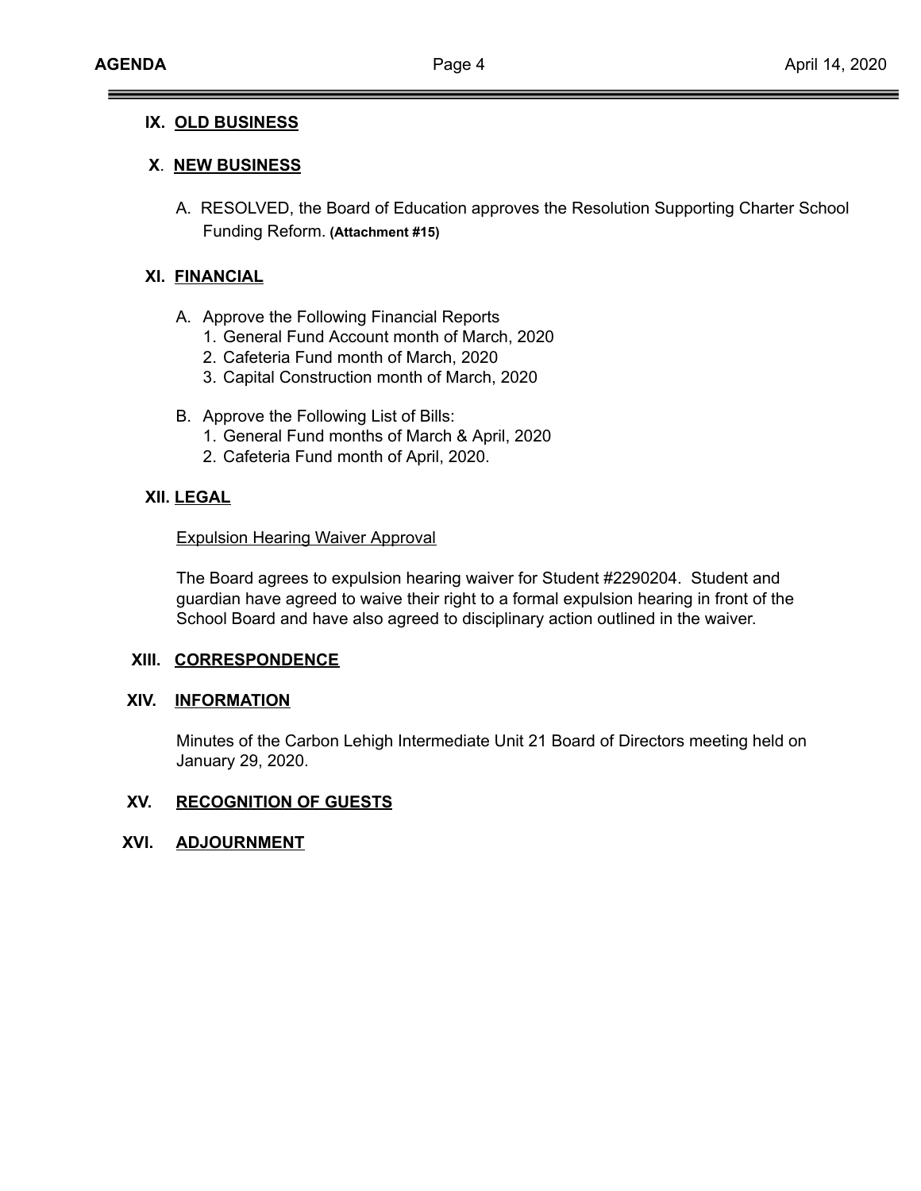## IX. OLD BUSINESS

## X. NEW BUSINESS

A. RESOLVED, the Board of Education approves the Resolution Supporting Charter School Funding Reform. **(Attachment #15)**

## XI. FINANCIAL

A. Approve the Following Financial Reports
   1. General Fund Account month of March, 2020
   2. Cafeteria Fund month of March, 2020
   3. Capital Construction month of March, 2020

B. Approve the Following List of Bills:
   1. General Fund months of March & April, 2020
   2. Cafeteria Fund month of April, 2020.

## XII. LEGAL

Expulsion Hearing Waiver Approval

The Board agrees to expulsion hearing waiver for Student #2290204. Student and guardian have agreed to waive their right to a formal expulsion hearing in front of the School Board and have also agreed to disciplinary action outlined in the waiver.

## XIII. CORRESPONDENCE

## XIV. INFORMATION

Minutes of the Carbon Lehigh Intermediate Unit 21 Board of Directors meeting held on January 29, 2020.

## XV. RECOGNITION OF GUESTS

## XVI. ADJOURNMENT